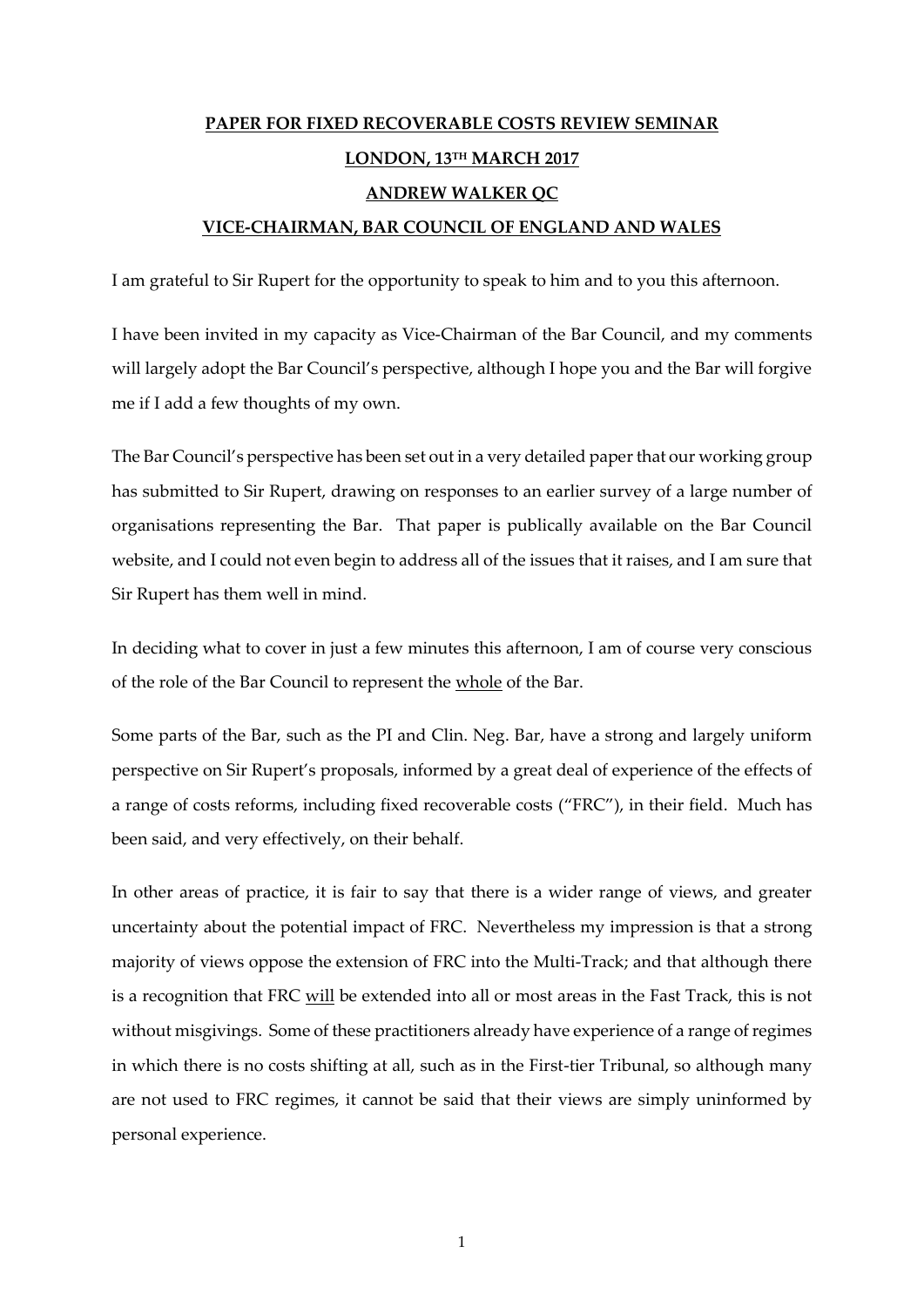**PAPER FOR FIXED RECOVERABLE COSTS REVIEW SEMINAR**

**LONDON, 13TH MARCH 2017**

**ANDREW WALKER QC**

**VICE-CHAIRMAN, BAR COUNCIL OF ENGLAND AND WALES**

I am grateful to Sir Rupert for the opportunity to speak to him and to you this afternoon.

I have been invited in my capacity as Vice-Chairman of the Bar Council, and my comments will largely adopt the Bar Council's perspective, although I hope you and the Bar will forgive me if I add a few thoughts of my own.

The Bar Council's perspective has been set out in a very detailed paper that our working group has submitted to Sir Rupert, drawing on responses to an earlier survey of a large number of organisations representing the Bar. That paper is publically available on the Bar Council website, and I could not even begin to address all of the issues that it raises, and I am sure that Sir Rupert has them well in mind.

In deciding what to cover in just a few minutes this afternoon, I am of course very conscious of the role of the Bar Council to represent the <u>whole</u> of the Bar.

Some parts of the Bar, such as the PI and Clin. Neg. Bar, have a strong and largely uniform perspective on Sir Rupert's proposals, informed by a great deal of experience of the effects of a range of costs reforms, including fixed recoverable costs ("FRC"), in their field. Much has been said, and very effectively, on their behalf.

In other areas of practice, it is fair to say that there is a wider range of views, and greater uncertainty about the potential impact of FRC. Nevertheless my impression is that a strong majority of views oppose the extension of FRC into the Multi-Track; and that although there is a recognition that FRC <u>will</u> be extended into all or most areas in the Fast Track, this is not without misgivings. Some of these practitioners already have experience of a range of regimes in which there is no costs shifting at all, such as in the First-tier Tribunal, so although many are not used to FRC regimes, it cannot be said that their views are simply uninformed by personal experience.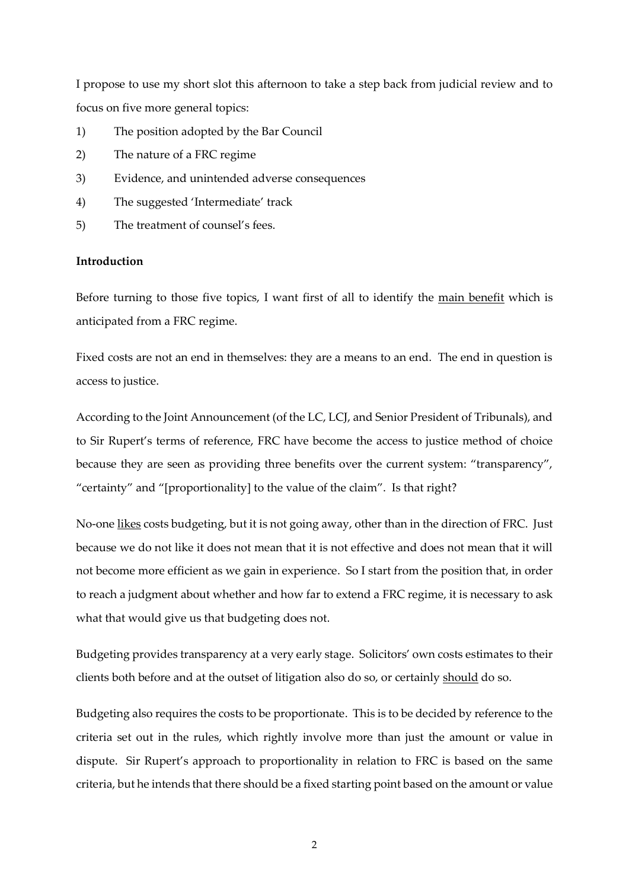I propose to use my short slot this afternoon to take a step back from judicial review and to focus on five more general topics:

1) The position adopted by the Bar Council
2) The nature of a FRC regime
3) Evidence, and unintended adverse consequences
4) The suggested 'Intermediate' track
5) The treatment of counsel's fees.

**Introduction**

Before turning to those five topics, I want first of all to identify the <u>main benefit</u> which is anticipated from a FRC regime.

Fixed costs are not an end in themselves: they are a means to an end. The end in question is access to justice.

According to the Joint Announcement (of the LC, LCJ, and Senior President of Tribunals), and to Sir Rupert's terms of reference, FRC have become the access to justice method of choice because they are seen as providing three benefits over the current system: "transparency", "certainty" and "[proportionality] to the value of the claim". Is that right?

No-one <u>likes</u> costs budgeting, but it is not going away, other than in the direction of FRC. Just because we do not like it does not mean that it is not effective and does not mean that it will not become more efficient as we gain in experience. So I start from the position that, in order to reach a judgment about whether and how far to extend a FRC regime, it is necessary to ask what that would give us that budgeting does not.

Budgeting provides transparency at a very early stage. Solicitors' own costs estimates to their clients both before and at the outset of litigation also do so, or certainly <u>should</u> do so.

Budgeting also requires the costs to be proportionate. This is to be decided by reference to the criteria set out in the rules, which rightly involve more than just the amount or value in dispute. Sir Rupert's approach to proportionality in relation to FRC is based on the same criteria, but he intends that there should be a fixed starting point based on the amount or value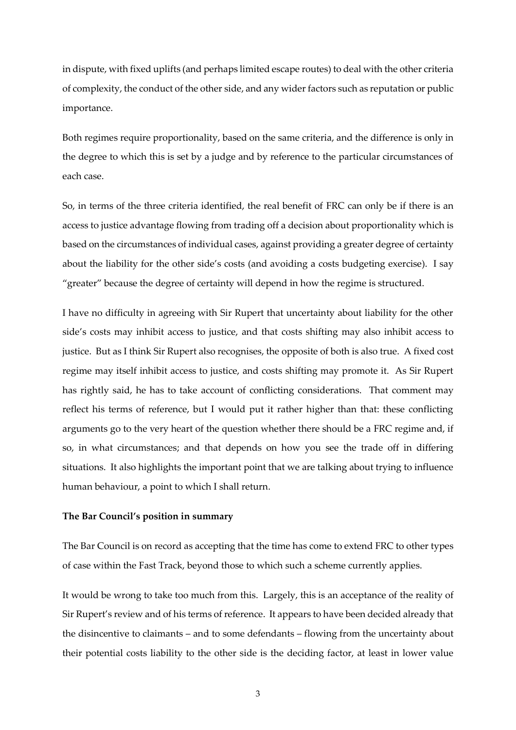in dispute, with fixed uplifts (and perhaps limited escape routes) to deal with the other criteria of complexity, the conduct of the other side, and any wider factors such as reputation or public importance.

Both regimes require proportionality, based on the same criteria, and the difference is only in the degree to which this is set by a judge and by reference to the particular circumstances of each case.

So, in terms of the three criteria identified, the real benefit of FRC can only be if there is an access to justice advantage flowing from trading off a decision about proportionality which is based on the circumstances of individual cases, against providing a greater degree of certainty about the liability for the other side's costs (and avoiding a costs budgeting exercise). I say "greater" because the degree of certainty will depend in how the regime is structured.

I have no difficulty in agreeing with Sir Rupert that uncertainty about liability for the other side's costs may inhibit access to justice, and that costs shifting may also inhibit access to justice. But as I think Sir Rupert also recognises, the opposite of both is also true. A fixed cost regime may itself inhibit access to justice, and costs shifting may promote it. As Sir Rupert has rightly said, he has to take account of conflicting considerations. That comment may reflect his terms of reference, but I would put it rather higher than that: these conflicting arguments go to the very heart of the question whether there should be a FRC regime and, if so, in what circumstances; and that depends on how you see the trade off in differing situations. It also highlights the important point that we are talking about trying to influence human behaviour, a point to which I shall return.

**The Bar Council's position in summary**

The Bar Council is on record as accepting that the time has come to extend FRC to other types of case within the Fast Track, beyond those to which such a scheme currently applies.

It would be wrong to take too much from this. Largely, this is an acceptance of the reality of Sir Rupert's review and of his terms of reference. It appears to have been decided already that the disincentive to claimants – and to some defendants – flowing from the uncertainty about their potential costs liability to the other side is the deciding factor, at least in lower value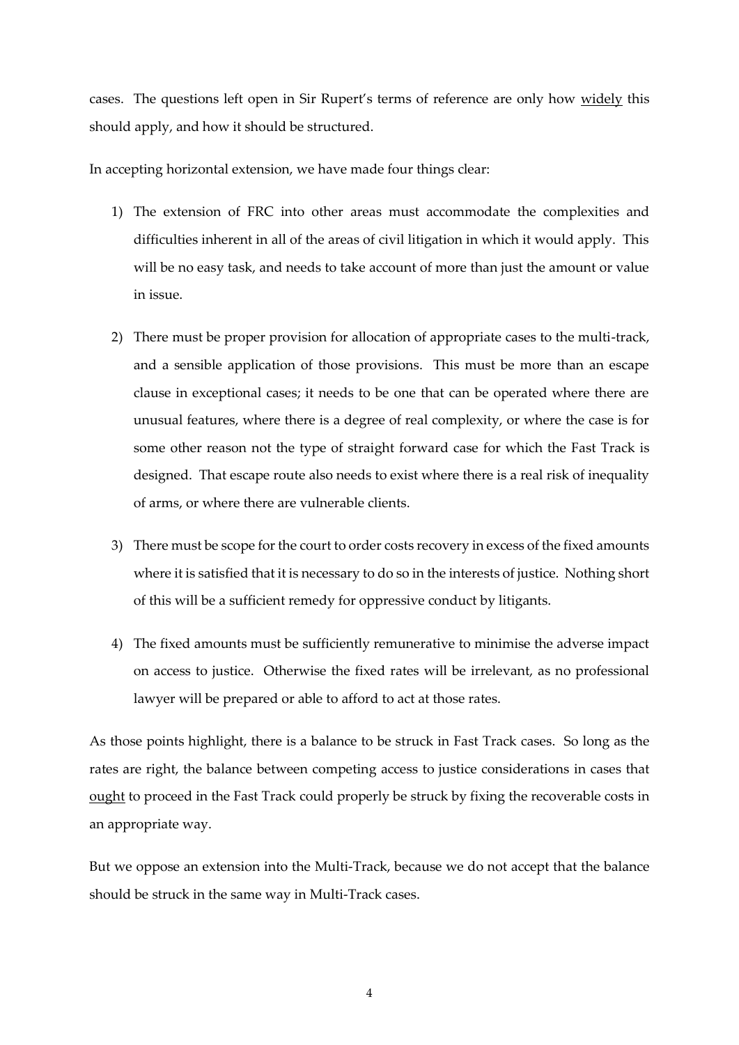cases. The questions left open in Sir Rupert's terms of reference are only how <u>widely</u> this should apply, and how it should be structured.

In accepting horizontal extension, we have made four things clear:

1) The extension of FRC into other areas must accommodate the complexities and difficulties inherent in all of the areas of civil litigation in which it would apply. This will be no easy task, and needs to take account of more than just the amount or value in issue.

2) There must be proper provision for allocation of appropriate cases to the multi-track, and a sensible application of those provisions. This must be more than an escape clause in exceptional cases; it needs to be one that can be operated where there are unusual features, where there is a degree of real complexity, or where the case is for some other reason not the type of straight forward case for which the Fast Track is designed. That escape route also needs to exist where there is a real risk of inequality of arms, or where there are vulnerable clients.

3) There must be scope for the court to order costs recovery in excess of the fixed amounts where it is satisfied that it is necessary to do so in the interests of justice. Nothing short of this will be a sufficient remedy for oppressive conduct by litigants.

4) The fixed amounts must be sufficiently remunerative to minimise the adverse impact on access to justice. Otherwise the fixed rates will be irrelevant, as no professional lawyer will be prepared or able to afford to act at those rates.

As those points highlight, there is a balance to be struck in Fast Track cases. So long as the rates are right, the balance between competing access to justice considerations in cases that <u>ought</u> to proceed in the Fast Track could properly be struck by fixing the recoverable costs in an appropriate way.

But we oppose an extension into the Multi-Track, because we do not accept that the balance should be struck in the same way in Multi-Track cases.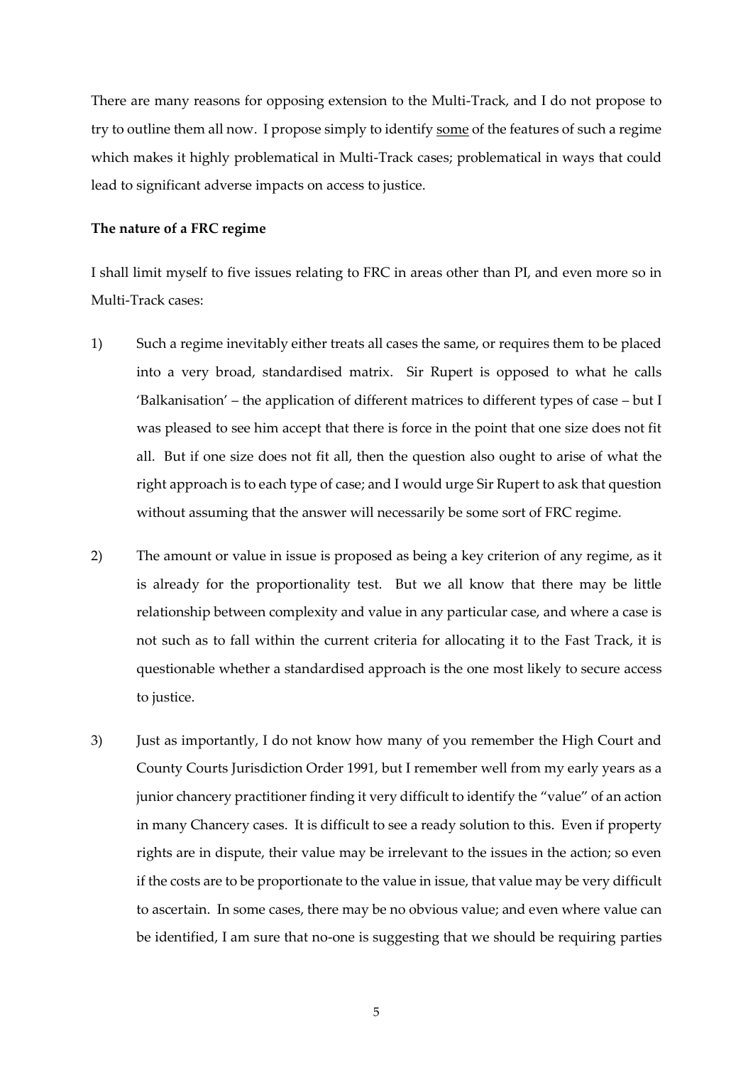There are many reasons for opposing extension to the Multi-Track, and I do not propose to try to outline them all now. I propose simply to identify <u>some</u> of the features of such a regime which makes it highly problematical in Multi-Track cases; problematical in ways that could lead to significant adverse impacts on access to justice.

**The nature of a FRC regime**

I shall limit myself to five issues relating to FRC in areas other than PI, and even more so in Multi-Track cases:

1) Such a regime inevitably either treats all cases the same, or requires them to be placed into a very broad, standardised matrix. Sir Rupert is opposed to what he calls 'Balkanisation' – the application of different matrices to different types of case – but I was pleased to see him accept that there is force in the point that one size does not fit all. But if one size does not fit all, then the question also ought to arise of what the right approach is to each type of case; and I would urge Sir Rupert to ask that question without assuming that the answer will necessarily be some sort of FRC regime.

2) The amount or value in issue is proposed as being a key criterion of any regime, as it is already for the proportionality test. But we all know that there may be little relationship between complexity and value in any particular case, and where a case is not such as to fall within the current criteria for allocating it to the Fast Track, it is questionable whether a standardised approach is the one most likely to secure access to justice.

3) Just as importantly, I do not know how many of you remember the High Court and County Courts Jurisdiction Order 1991, but I remember well from my early years as a junior chancery practitioner finding it very difficult to identify the "value" of an action in many Chancery cases. It is difficult to see a ready solution to this. Even if property rights are in dispute, their value may be irrelevant to the issues in the action; so even if the costs are to be proportionate to the value in issue, that value may be very difficult to ascertain. In some cases, there may be no obvious value; and even where value can be identified, I am sure that no-one is suggesting that we should be requiring parties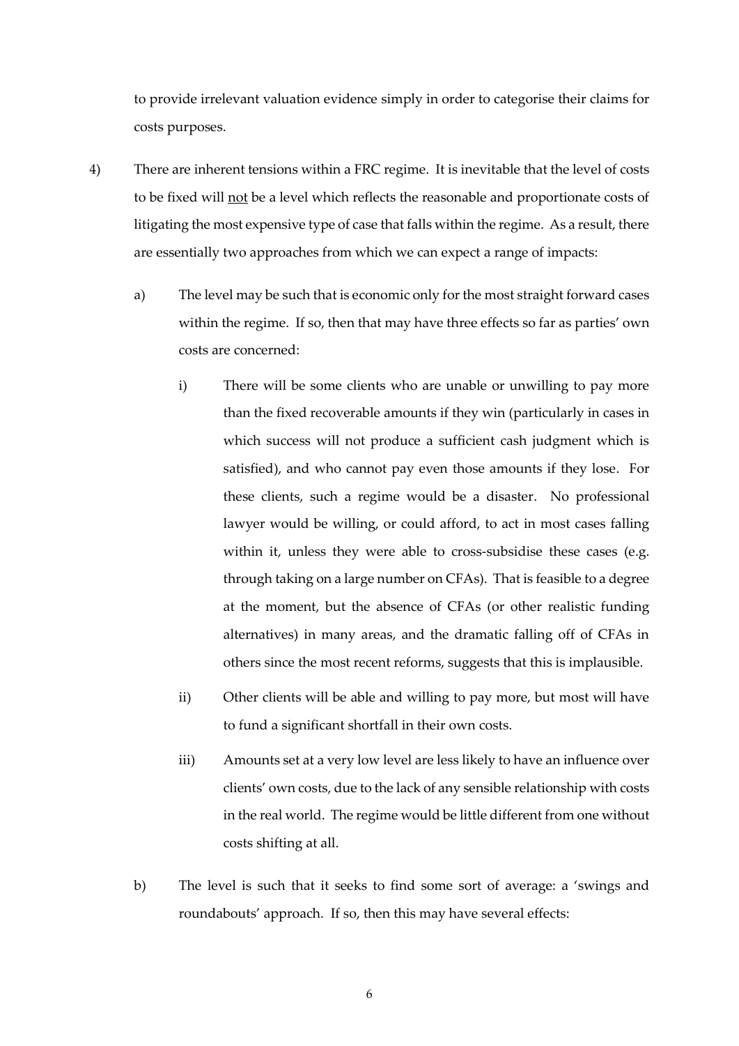to provide irrelevant valuation evidence simply in order to categorise their claims for costs purposes.

4) There are inherent tensions within a FRC regime. It is inevitable that the level of costs to be fixed will <u>not</u> be a level which reflects the reasonable and proportionate costs of litigating the most expensive type of case that falls within the regime. As a result, there are essentially two approaches from which we can expect a range of impacts:

   a) The level may be such that is economic only for the most straight forward cases within the regime. If so, then that may have three effects so far as parties' own costs are concerned:

      i) There will be some clients who are unable or unwilling to pay more than the fixed recoverable amounts if they win (particularly in cases in which success will not produce a sufficient cash judgment which is satisfied), and who cannot pay even those amounts if they lose. For these clients, such a regime would be a disaster. No professional lawyer would be willing, or could afford, to act in most cases falling within it, unless they were able to cross-subsidise these cases (e.g. through taking on a large number on CFAs). That is feasible to a degree at the moment, but the absence of CFAs (or other realistic funding alternatives) in many areas, and the dramatic falling off of CFAs in others since the most recent reforms, suggests that this is implausible.

      ii) Other clients will be able and willing to pay more, but most will have to fund a significant shortfall in their own costs.

      iii) Amounts set at a very low level are less likely to have an influence over clients' own costs, due to the lack of any sensible relationship with costs in the real world. The regime would be little different from one without costs shifting at all.

   b) The level is such that it seeks to find some sort of average: a 'swings and roundabouts' approach. If so, then this may have several effects: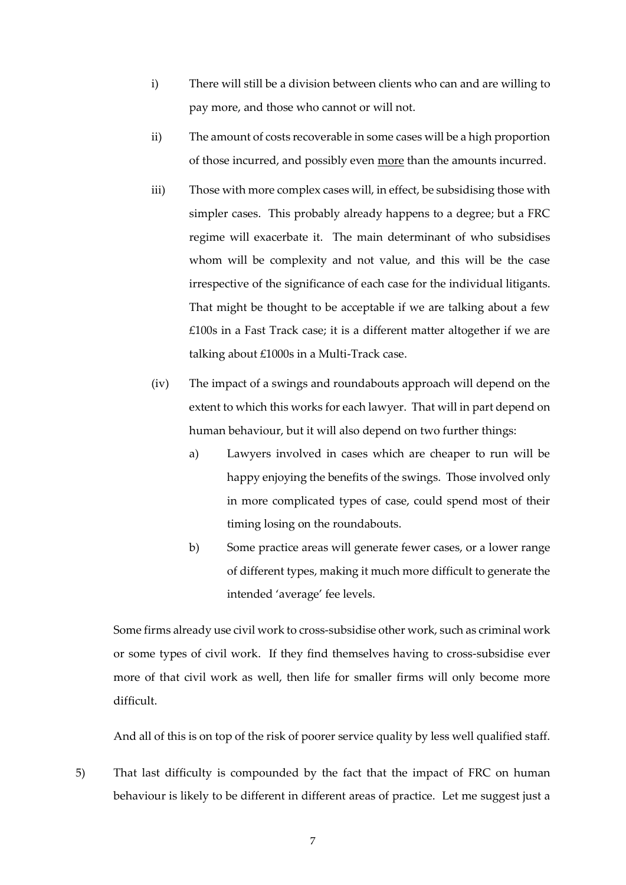i) There will still be a division between clients who can and are willing to pay more, and those who cannot or will not.

ii) The amount of costs recoverable in some cases will be a high proportion of those incurred, and possibly even <u>more</u> than the amounts incurred.

iii) Those with more complex cases will, in effect, be subsidising those with simpler cases. This probably already happens to a degree; but a FRC regime will exacerbate it. The main determinant of who subsidises whom will be complexity and not value, and this will be the case irrespective of the significance of each case for the individual litigants. That might be thought to be acceptable if we are talking about a few £100s in a Fast Track case; it is a different matter altogether if we are talking about £1000s in a Multi-Track case.

(iv) The impact of a swings and roundabouts approach will depend on the extent to which this works for each lawyer. That will in part depend on human behaviour, but it will also depend on two further things:

   a) Lawyers involved in cases which are cheaper to run will be happy enjoying the benefits of the swings. Those involved only in more complicated types of case, could spend most of their timing losing on the roundabouts.

   b) Some practice areas will generate fewer cases, or a lower range of different types, making it much more difficult to generate the intended 'average' fee levels.

Some firms already use civil work to cross-subsidise other work, such as criminal work or some types of civil work. If they find themselves having to cross-subsidise ever more of that civil work as well, then life for smaller firms will only become more difficult.

And all of this is on top of the risk of poorer service quality by less well qualified staff.

5) That last difficulty is compounded by the fact that the impact of FRC on human behaviour is likely to be different in different areas of practice. Let me suggest just a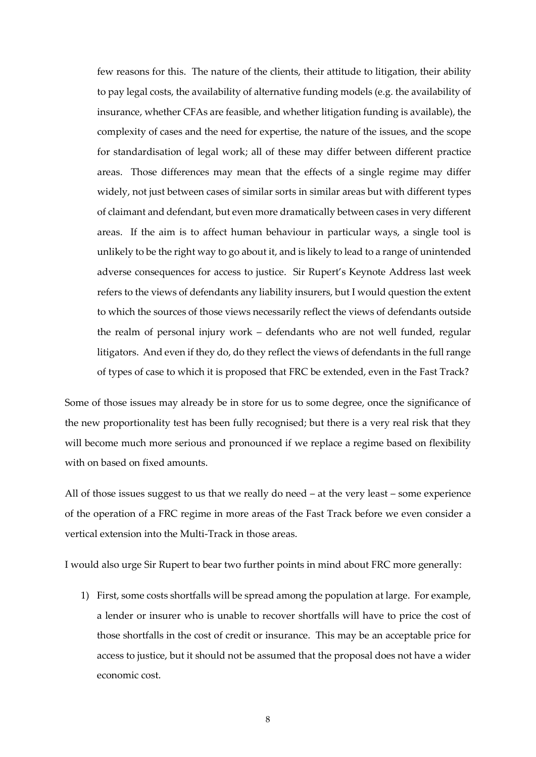few reasons for this. The nature of the clients, their attitude to litigation, their ability to pay legal costs, the availability of alternative funding models (e.g. the availability of insurance, whether CFAs are feasible, and whether litigation funding is available), the complexity of cases and the need for expertise, the nature of the issues, and the scope for standardisation of legal work; all of these may differ between different practice areas. Those differences may mean that the effects of a single regime may differ widely, not just between cases of similar sorts in similar areas but with different types of claimant and defendant, but even more dramatically between cases in very different areas. If the aim is to affect human behaviour in particular ways, a single tool is unlikely to be the right way to go about it, and is likely to lead to a range of unintended adverse consequences for access to justice. Sir Rupert's Keynote Address last week refers to the views of defendants any liability insurers, but I would question the extent to which the sources of those views necessarily reflect the views of defendants outside the realm of personal injury work – defendants who are not well funded, regular litigators. And even if they do, do they reflect the views of defendants in the full range of types of case to which it is proposed that FRC be extended, even in the Fast Track?

Some of those issues may already be in store for us to some degree, once the significance of the new proportionality test has been fully recognised; but there is a very real risk that they will become much more serious and pronounced if we replace a regime based on flexibility with on based on fixed amounts.

All of those issues suggest to us that we really do need – at the very least – some experience of the operation of a FRC regime in more areas of the Fast Track before we even consider a vertical extension into the Multi-Track in those areas.

I would also urge Sir Rupert to bear two further points in mind about FRC more generally:

1) First, some costs shortfalls will be spread among the population at large. For example, a lender or insurer who is unable to recover shortfalls will have to price the cost of those shortfalls in the cost of credit or insurance. This may be an acceptable price for access to justice, but it should not be assumed that the proposal does not have a wider economic cost.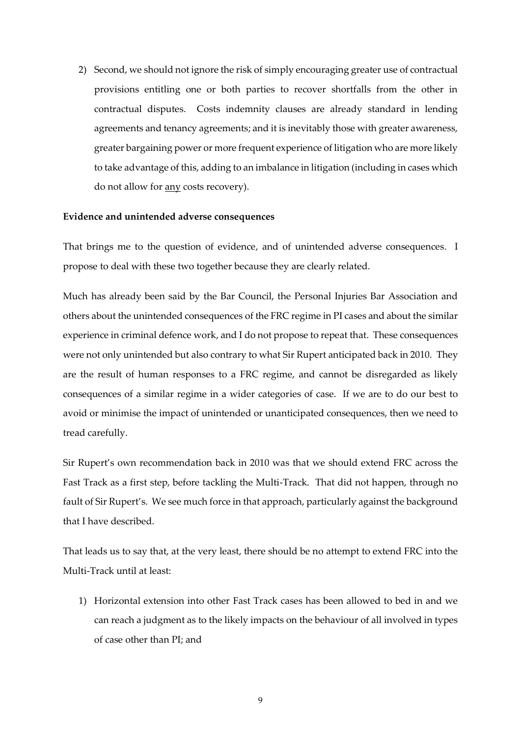2) Second, we should not ignore the risk of simply encouraging greater use of contractual provisions entitling one or both parties to recover shortfalls from the other in contractual disputes. Costs indemnity clauses are already standard in lending agreements and tenancy agreements; and it is inevitably those with greater awareness, greater bargaining power or more frequent experience of litigation who are more likely to take advantage of this, adding to an imbalance in litigation (including in cases which do not allow for <u>any</u> costs recovery).

**Evidence and unintended adverse consequences**

That brings me to the question of evidence, and of unintended adverse consequences. I propose to deal with these two together because they are clearly related.

Much has already been said by the Bar Council, the Personal Injuries Bar Association and others about the unintended consequences of the FRC regime in PI cases and about the similar experience in criminal defence work, and I do not propose to repeat that. These consequences were not only unintended but also contrary to what Sir Rupert anticipated back in 2010. They are the result of human responses to a FRC regime, and cannot be disregarded as likely consequences of a similar regime in a wider categories of case. If we are to do our best to avoid or minimise the impact of unintended or unanticipated consequences, then we need to tread carefully.

Sir Rupert's own recommendation back in 2010 was that we should extend FRC across the Fast Track as a first step, before tackling the Multi-Track. That did not happen, through no fault of Sir Rupert's. We see much force in that approach, particularly against the background that I have described.

That leads us to say that, at the very least, there should be no attempt to extend FRC into the Multi-Track until at least:

1) Horizontal extension into other Fast Track cases has been allowed to bed in and we can reach a judgment as to the likely impacts on the behaviour of all involved in types of case other than PI; and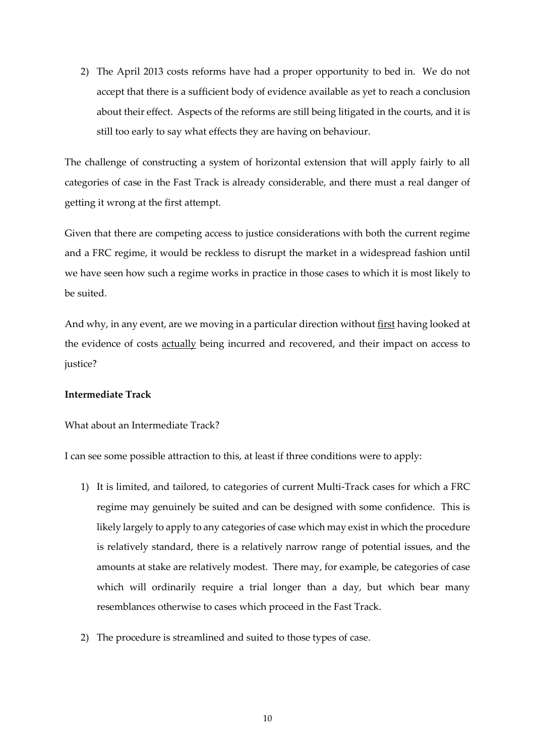2) The April 2013 costs reforms have had a proper opportunity to bed in. We do not accept that there is a sufficient body of evidence available as yet to reach a conclusion about their effect. Aspects of the reforms are still being litigated in the courts, and it is still too early to say what effects they are having on behaviour.

The challenge of constructing a system of horizontal extension that will apply fairly to all categories of case in the Fast Track is already considerable, and there must a real danger of getting it wrong at the first attempt.

Given that there are competing access to justice considerations with both the current regime and a FRC regime, it would be reckless to disrupt the market in a widespread fashion until we have seen how such a regime works in practice in those cases to which it is most likely to be suited.

And why, in any event, are we moving in a particular direction without <u>first</u> having looked at the evidence of costs <u>actually</u> being incurred and recovered, and their impact on access to justice?

**Intermediate Track**

What about an Intermediate Track?

I can see some possible attraction to this, at least if three conditions were to apply:

1) It is limited, and tailored, to categories of current Multi-Track cases for which a FRC regime may genuinely be suited and can be designed with some confidence. This is likely largely to apply to any categories of case which may exist in which the procedure is relatively standard, there is a relatively narrow range of potential issues, and the amounts at stake are relatively modest. There may, for example, be categories of case which will ordinarily require a trial longer than a day, but which bear many resemblances otherwise to cases which proceed in the Fast Track.

2) The procedure is streamlined and suited to those types of case.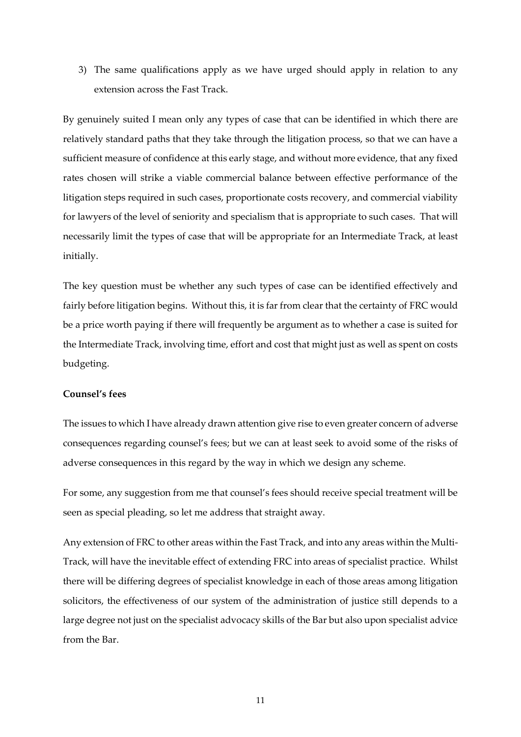3) The same qualifications apply as we have urged should apply in relation to any extension across the Fast Track.

By genuinely suited I mean only any types of case that can be identified in which there are relatively standard paths that they take through the litigation process, so that we can have a sufficient measure of confidence at this early stage, and without more evidence, that any fixed rates chosen will strike a viable commercial balance between effective performance of the litigation steps required in such cases, proportionate costs recovery, and commercial viability for lawyers of the level of seniority and specialism that is appropriate to such cases. That will necessarily limit the types of case that will be appropriate for an Intermediate Track, at least initially.

The key question must be whether any such types of case can be identified effectively and fairly before litigation begins. Without this, it is far from clear that the certainty of FRC would be a price worth paying if there will frequently be argument as to whether a case is suited for the Intermediate Track, involving time, effort and cost that might just as well as spent on costs budgeting.

**Counsel's fees**

The issues to which I have already drawn attention give rise to even greater concern of adverse consequences regarding counsel's fees; but we can at least seek to avoid some of the risks of adverse consequences in this regard by the way in which we design any scheme.

For some, any suggestion from me that counsel's fees should receive special treatment will be seen as special pleading, so let me address that straight away.

Any extension of FRC to other areas within the Fast Track, and into any areas within the Multi-Track, will have the inevitable effect of extending FRC into areas of specialist practice. Whilst there will be differing degrees of specialist knowledge in each of those areas among litigation solicitors, the effectiveness of our system of the administration of justice still depends to a large degree not just on the specialist advocacy skills of the Bar but also upon specialist advice from the Bar.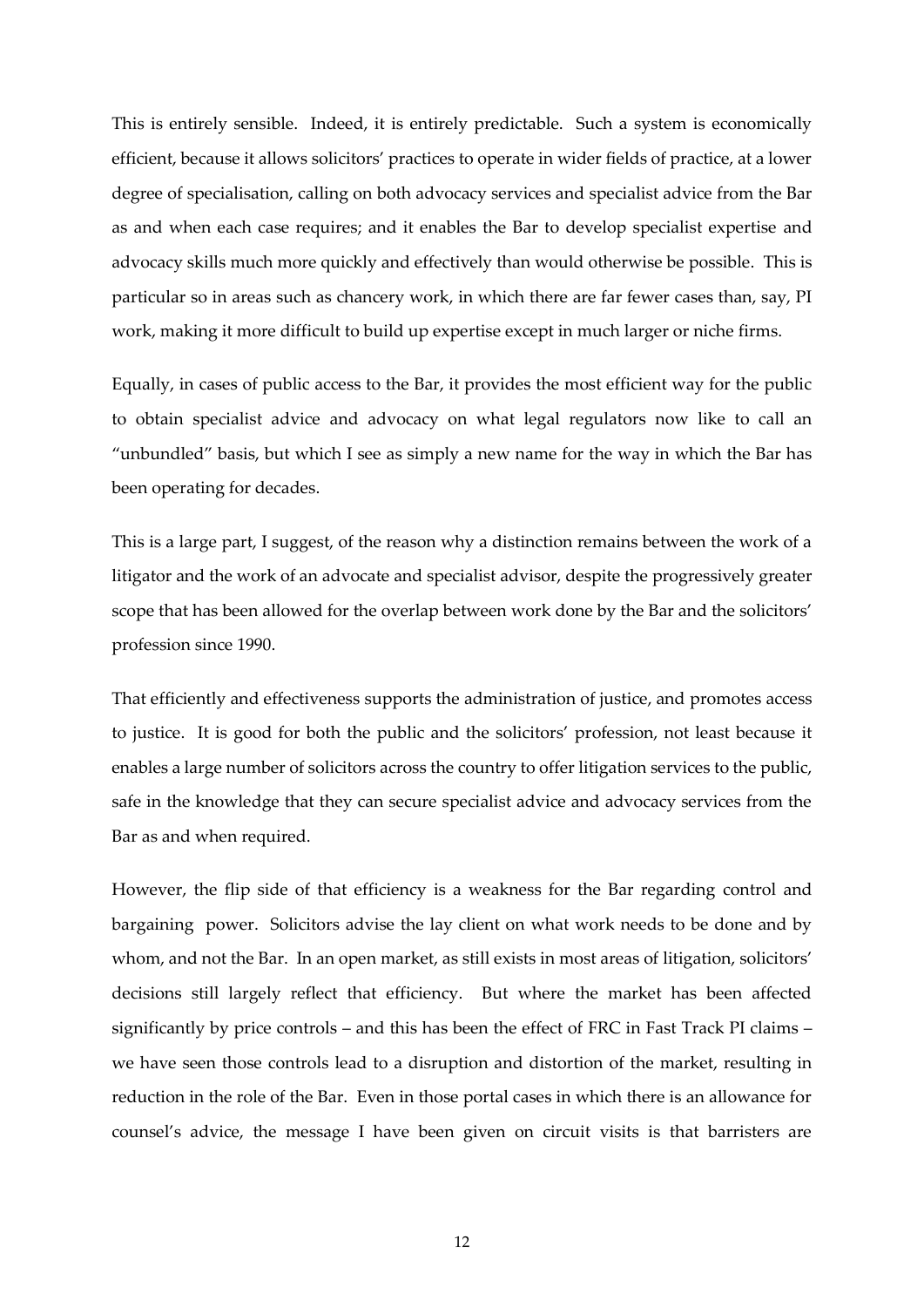This is entirely sensible. Indeed, it is entirely predictable. Such a system is economically efficient, because it allows solicitors' practices to operate in wider fields of practice, at a lower degree of specialisation, calling on both advocacy services and specialist advice from the Bar as and when each case requires; and it enables the Bar to develop specialist expertise and advocacy skills much more quickly and effectively than would otherwise be possible. This is particular so in areas such as chancery work, in which there are far fewer cases than, say, PI work, making it more difficult to build up expertise except in much larger or niche firms.

Equally, in cases of public access to the Bar, it provides the most efficient way for the public to obtain specialist advice and advocacy on what legal regulators now like to call an "unbundled" basis, but which I see as simply a new name for the way in which the Bar has been operating for decades.

This is a large part, I suggest, of the reason why a distinction remains between the work of a litigator and the work of an advocate and specialist advisor, despite the progressively greater scope that has been allowed for the overlap between work done by the Bar and the solicitors' profession since 1990.

That efficiently and effectiveness supports the administration of justice, and promotes access to justice. It is good for both the public and the solicitors' profession, not least because it enables a large number of solicitors across the country to offer litigation services to the public, safe in the knowledge that they can secure specialist advice and advocacy services from the Bar as and when required.

However, the flip side of that efficiency is a weakness for the Bar regarding control and bargaining power. Solicitors advise the lay client on what work needs to be done and by whom, and not the Bar. In an open market, as still exists in most areas of litigation, solicitors' decisions still largely reflect that efficiency. But where the market has been affected significantly by price controls – and this has been the effect of FRC in Fast Track PI claims – we have seen those controls lead to a disruption and distortion of the market, resulting in reduction in the role of the Bar. Even in those portal cases in which there is an allowance for counsel's advice, the message I have been given on circuit visits is that barristers are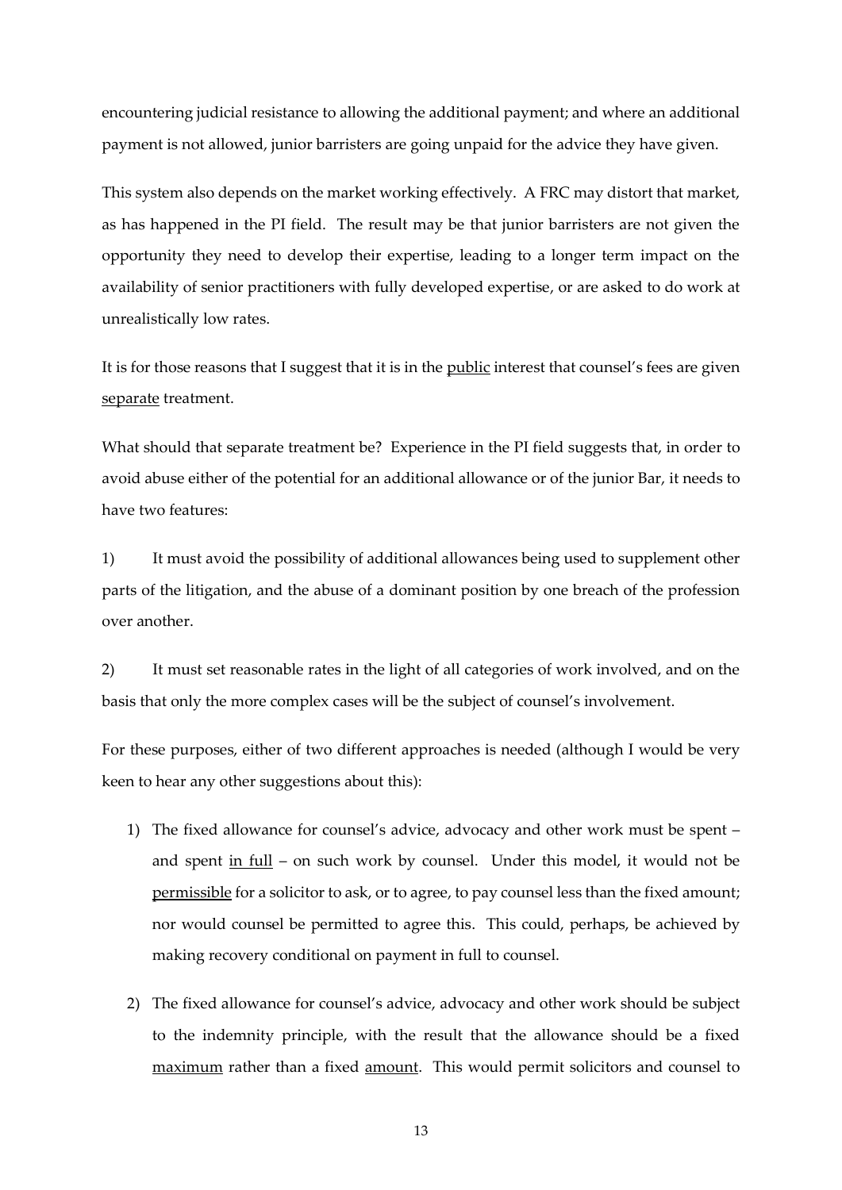encountering judicial resistance to allowing the additional payment; and where an additional payment is not allowed, junior barristers are going unpaid for the advice they have given.

This system also depends on the market working effectively. A FRC may distort that market, as has happened in the PI field. The result may be that junior barristers are not given the opportunity they need to develop their expertise, leading to a longer term impact on the availability of senior practitioners with fully developed expertise, or are asked to do work at unrealistically low rates.

It is for those reasons that I suggest that it is in the <u>public</u> interest that counsel's fees are given <u>separate</u> treatment.

What should that separate treatment be? Experience in the PI field suggests that, in order to avoid abuse either of the potential for an additional allowance or of the junior Bar, it needs to have two features:

1) It must avoid the possibility of additional allowances being used to supplement other parts of the litigation, and the abuse of a dominant position by one breach of the profession over another.

2) It must set reasonable rates in the light of all categories of work involved, and on the basis that only the more complex cases will be the subject of counsel's involvement.

For these purposes, either of two different approaches is needed (although I would be very keen to hear any other suggestions about this):

1) The fixed allowance for counsel's advice, advocacy and other work must be spent – and spent <u>in full</u> – on such work by counsel. Under this model, it would not be <u>permissible</u> for a solicitor to ask, or to agree, to pay counsel less than the fixed amount; nor would counsel be permitted to agree this. This could, perhaps, be achieved by making recovery conditional on payment in full to counsel.

2) The fixed allowance for counsel's advice, advocacy and other work should be subject to the indemnity principle, with the result that the allowance should be a fixed <u>maximum</u> rather than a fixed <u>amount</u>. This would permit solicitors and counsel to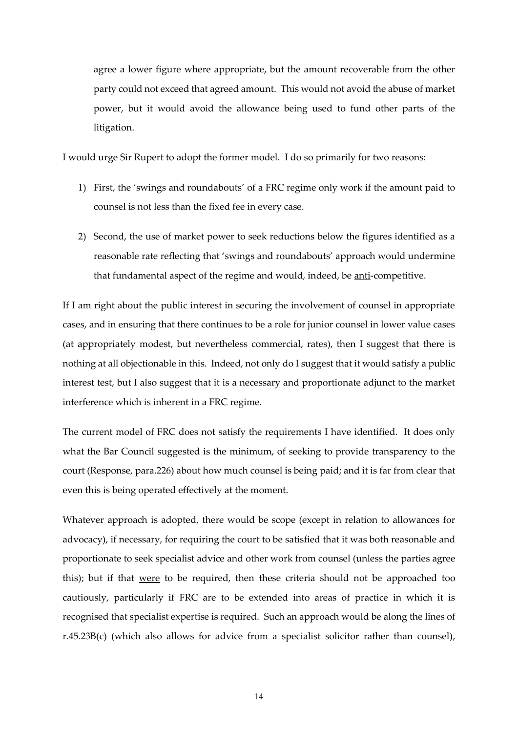agree a lower figure where appropriate, but the amount recoverable from the other party could not exceed that agreed amount. This would not avoid the abuse of market power, but it would avoid the allowance being used to fund other parts of the litigation.

I would urge Sir Rupert to adopt the former model. I do so primarily for two reasons:

1) First, the 'swings and roundabouts' of a FRC regime only work if the amount paid to counsel is not less than the fixed fee in every case.

2) Second, the use of market power to seek reductions below the figures identified as a reasonable rate reflecting that 'swings and roundabouts' approach would undermine that fundamental aspect of the regime and would, indeed, be <u>anti</u>-competitive.

If I am right about the public interest in securing the involvement of counsel in appropriate cases, and in ensuring that there continues to be a role for junior counsel in lower value cases (at appropriately modest, but nevertheless commercial, rates), then I suggest that there is nothing at all objectionable in this. Indeed, not only do I suggest that it would satisfy a public interest test, but I also suggest that it is a necessary and proportionate adjunct to the market interference which is inherent in a FRC regime.

The current model of FRC does not satisfy the requirements I have identified. It does only what the Bar Council suggested is the minimum, of seeking to provide transparency to the court (Response, para.226) about how much counsel is being paid; and it is far from clear that even this is being operated effectively at the moment.

Whatever approach is adopted, there would be scope (except in relation to allowances for advocacy), if necessary, for requiring the court to be satisfied that it was both reasonable and proportionate to seek specialist advice and other work from counsel (unless the parties agree this); but if that <u>were</u> to be required, then these criteria should not be approached too cautiously, particularly if FRC are to be extended into areas of practice in which it is recognised that specialist expertise is required. Such an approach would be along the lines of r.45.23B(c) (which also allows for advice from a specialist solicitor rather than counsel),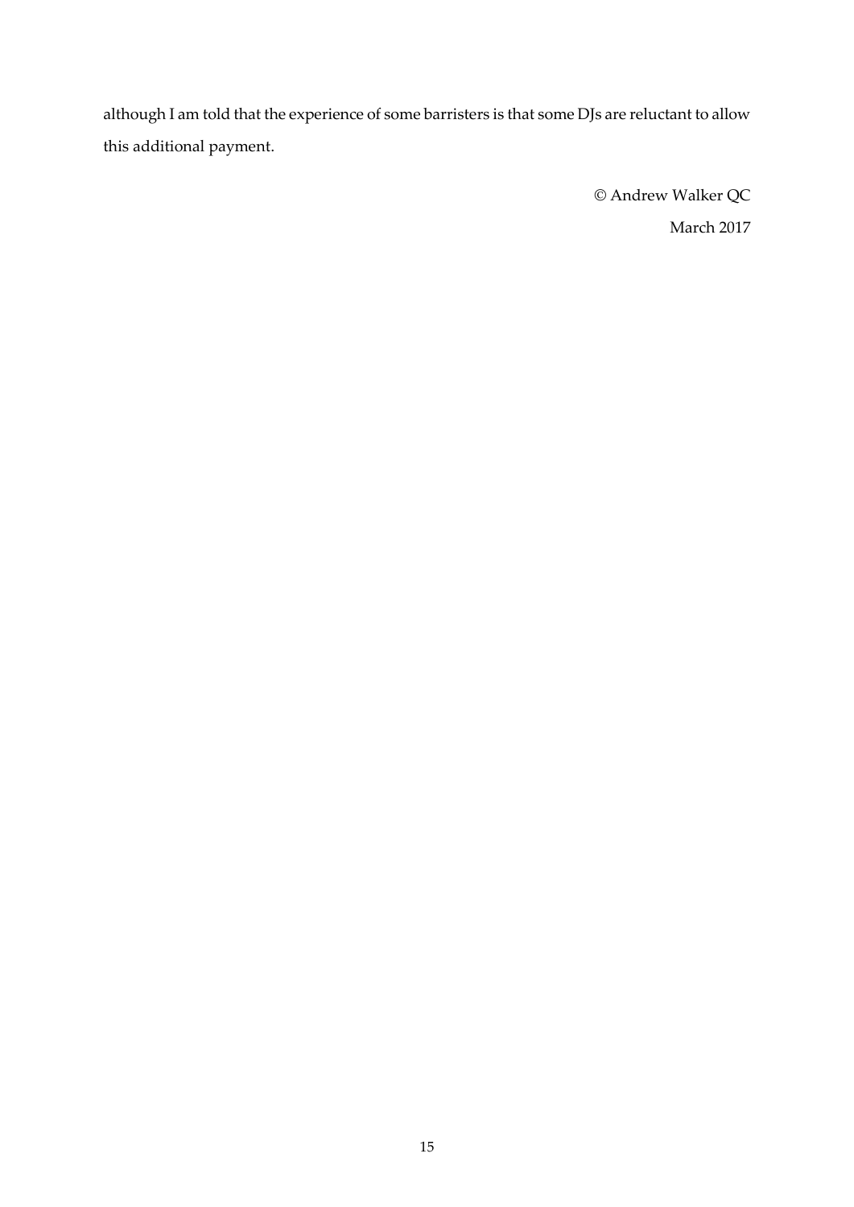although I am told that the experience of some barristers is that some DJs are reluctant to allow this additional payment.

© Andrew Walker QC

March 2017